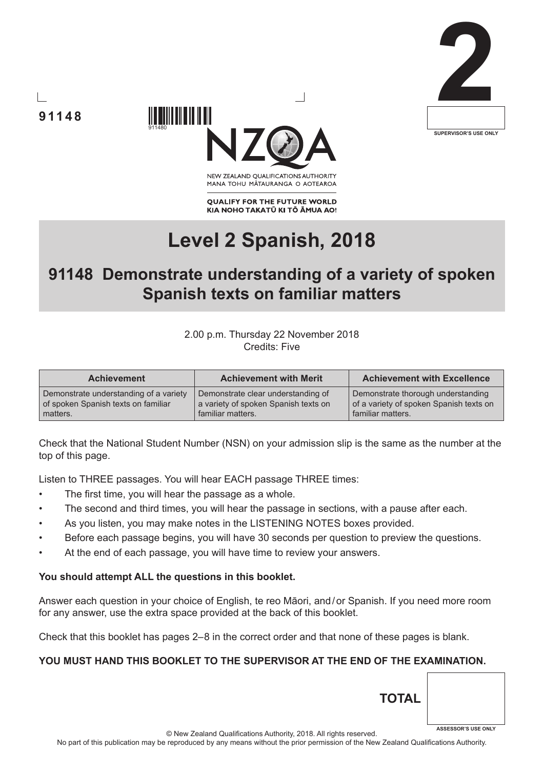91148

2

SUPERVISOR'S USE ONLY

NEW ZEALAND QUALIFICATIONS AUTHORITY
MANA TOHU MĀTAURANGA O AOTEAROA

QUALIFY FOR THE FUTURE WORLD
KIA NOHO TAKATŪ KI TŌ ĀMUA AO!

# Level 2 Spanish, 2018

## 91148 Demonstrate understanding of a variety of spoken Spanish texts on familiar matters

2.00 p.m. Thursday 22 November 2018
Credits: Five

| Achievement | Achievement with Merit | Achievement with Excellence |
|---|---|---|
| Demonstrate understanding of a variety of spoken Spanish texts on familiar matters. | Demonstrate clear understanding of a variety of spoken Spanish texts on familiar matters. | Demonstrate thorough understanding of a variety of spoken Spanish texts on familiar matters. |

Check that the National Student Number (NSN) on your admission slip is the same as the number at the top of this page.

Listen to THREE passages. You will hear EACH passage THREE times:

- The first time, you will hear the passage as a whole.
- The second and third times, you will hear the passage in sections, with a pause after each.
- As you listen, you may make notes in the LISTENING NOTES boxes provided.
- Before each passage begins, you will have 30 seconds per question to preview the questions.
- At the end of each passage, you will have time to review your answers.

**You should attempt ALL the questions in this booklet.**

Answer each question in your choice of English, te reo Māori, and / or Spanish. If you need more room for any answer, use the extra space provided at the back of this booklet.

Check that this booklet has pages 2–8 in the correct order and that none of these pages is blank.

**YOU MUST HAND THIS BOOKLET TO THE SUPERVISOR AT THE END OF THE EXAMINATION.**

**TOTAL**

ASSESSOR'S USE ONLY

© New Zealand Qualifications Authority, 2018. All rights reserved.
No part of this publication may be reproduced by any means without the prior permission of the New Zealand Qualifications Authority.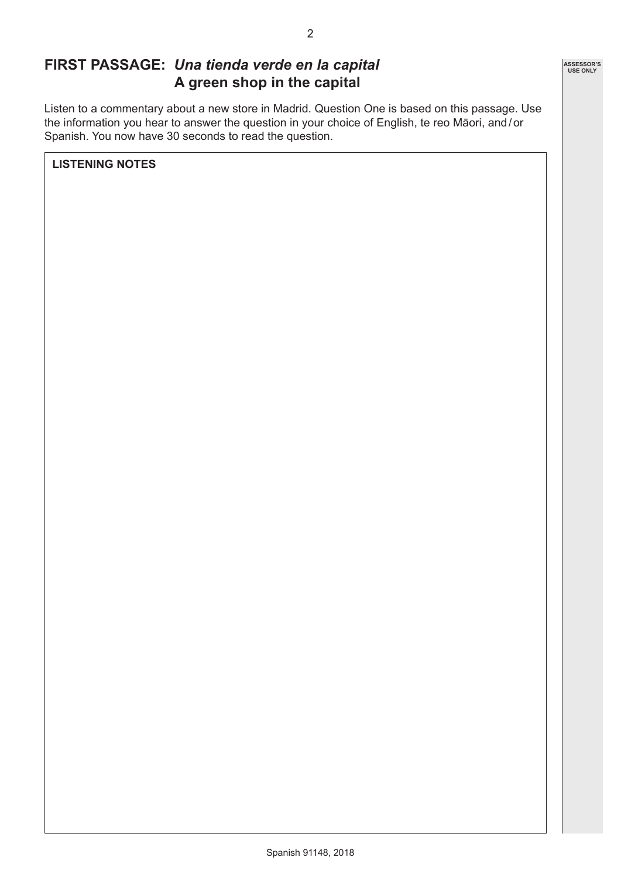## FIRST PASSAGE: *Una tienda verde en la capital* A green shop in the capital

Listen to a commentary about a new store in Madrid. Question One is based on this passage. Use the information you hear to answer the question in your choice of English, te reo Māori, and / or Spanish. You now have 30 seconds to read the question.

**LISTENING NOTES**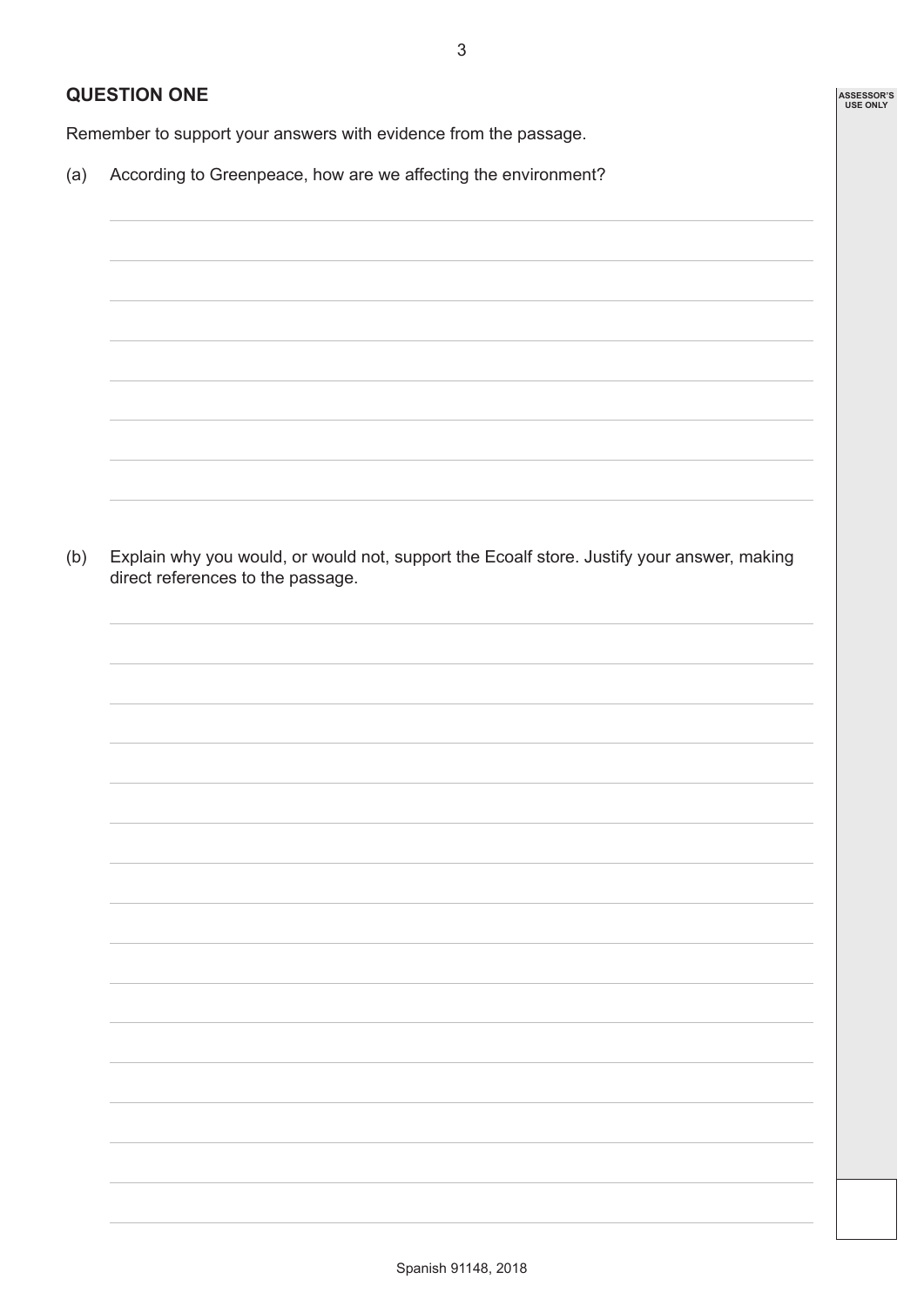## QUESTION ONE

Remember to support your answers with evidence from the passage.

(a) According to Greenpeace, how are we affecting the environment?

(b) Explain why you would, or would not, support the Ecoalf store. Justify your answer, making direct references to the passage.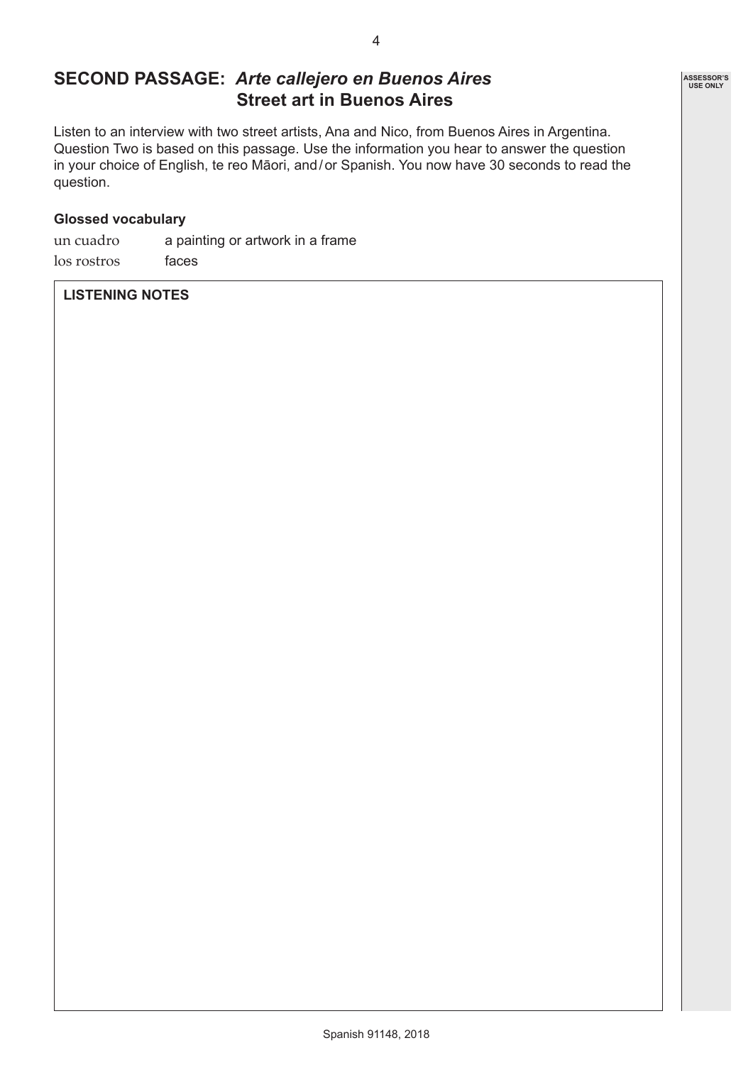## SECOND PASSAGE: *Arte callejero en Buenos Aires*
## Street art in Buenos Aires

Listen to an interview with two street artists, Ana and Nico, from Buenos Aires in Argentina. Question Two is based on this passage. Use the information you hear to answer the question in your choice of English, te reo Māori, and / or Spanish. You now have 30 seconds to read the question.

**Glossed vocabulary**

| | |
|---|---|
| un cuadro | a painting or artwork in a frame |
| los rostros | faces |

**LISTENING NOTES**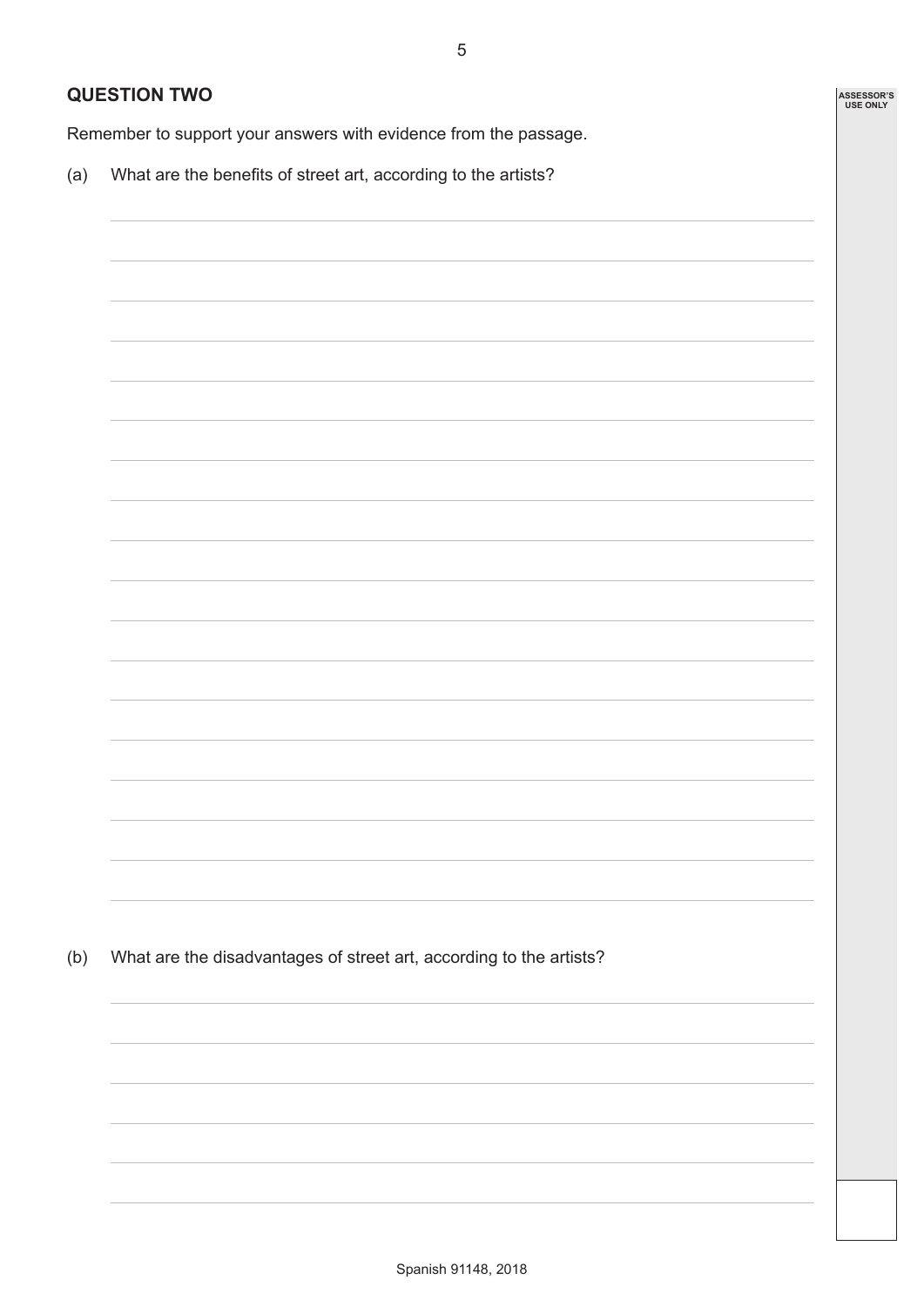## QUESTION TWO

Remember to support your answers with evidence from the passage.

(a) What are the benefits of street art, according to the artists?

(b) What are the disadvantages of street art, according to the artists?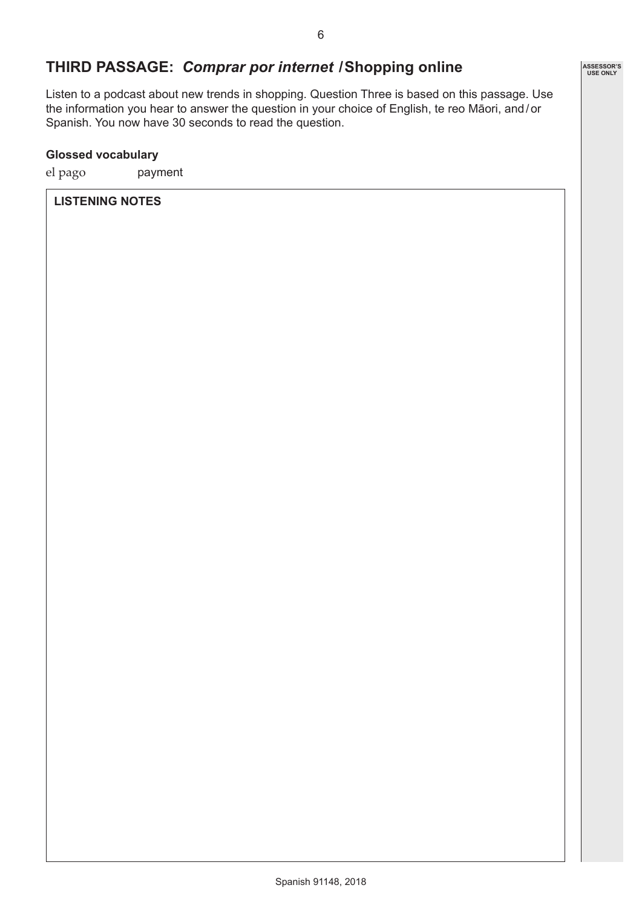## THIRD PASSAGE: *Comprar por internet* / Shopping online

Listen to a podcast about new trends in shopping. Question Three is based on this passage. Use the information you hear to answer the question in your choice of English, te reo Māori, and / or Spanish. You now have 30 seconds to read the question.

**Glossed vocabulary**

el pago payment

**LISTENING NOTES**

ASSESSOR'S USE ONLY

Spanish 91148, 2018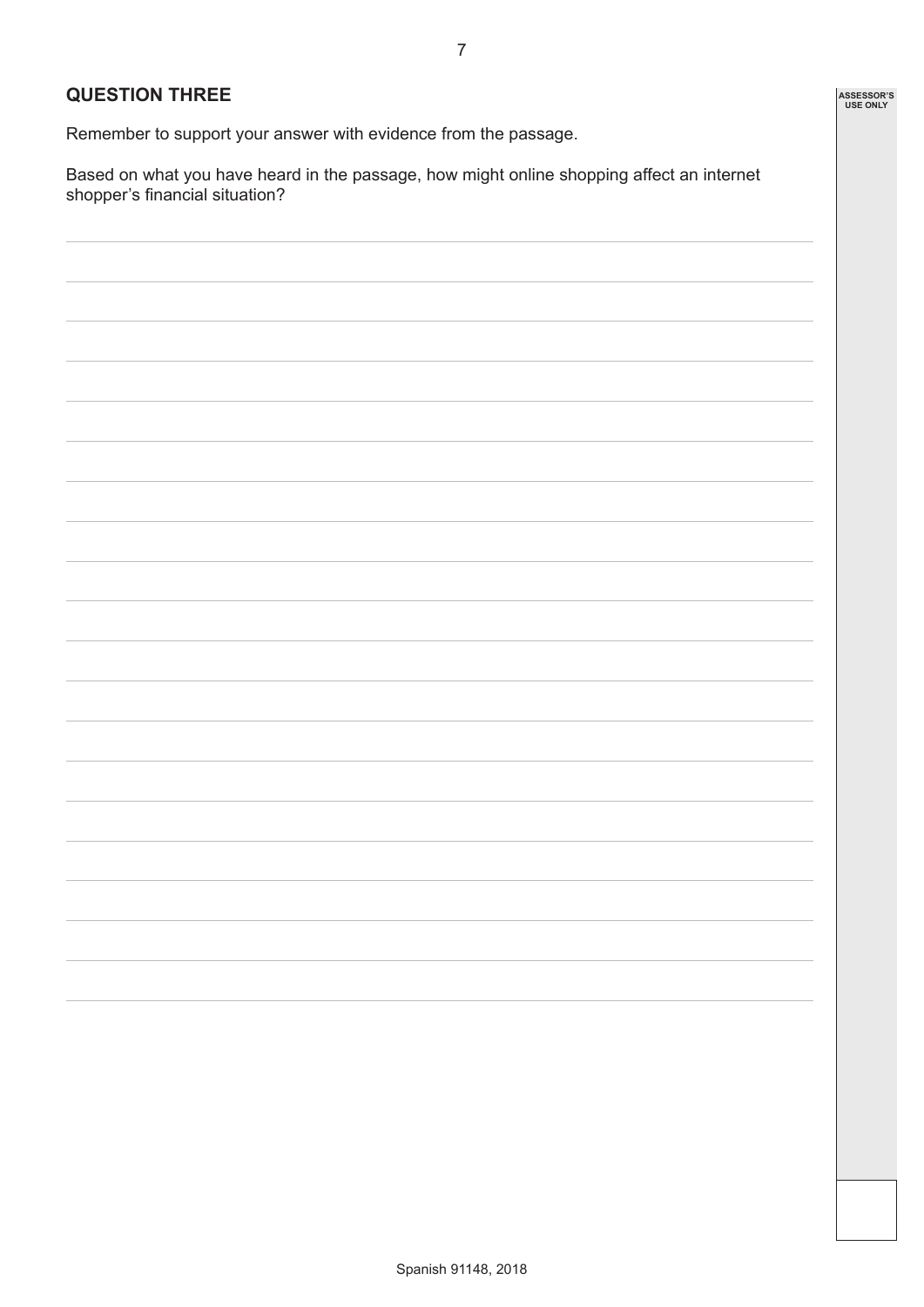## QUESTION THREE

Remember to support your answer with evidence from the passage.

Based on what you have heard in the passage, how might online shopping affect an internet shopper's financial situation?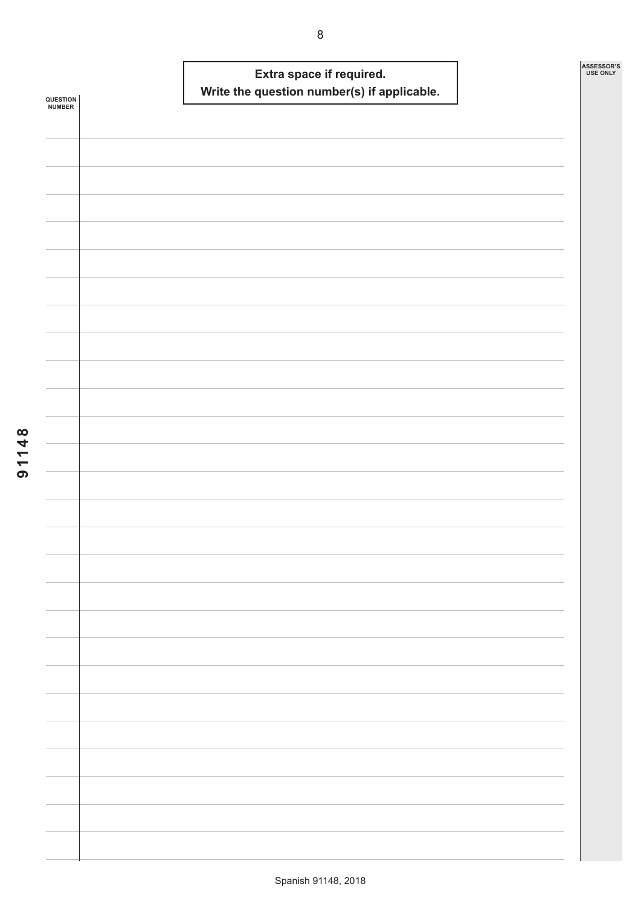**Extra space if required.**
**Write the question number(s) if applicable.**

QUESTION NUMBER

ASSESSOR'S USE ONLY